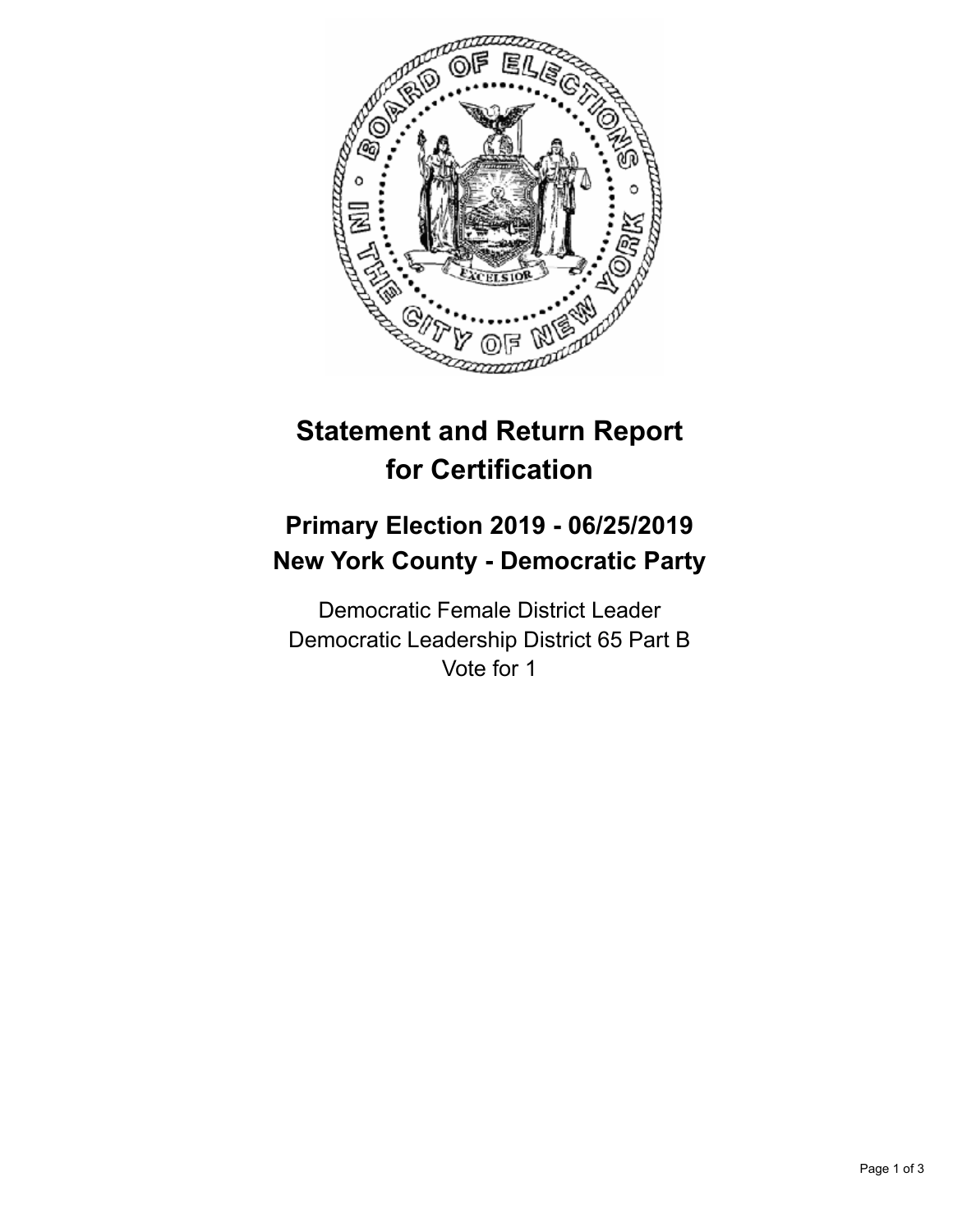# Statement and Return Report for Certification

## Primary Election 2019 - 06/25/2019
## New York County - Democratic Party

Democratic Female District Leader
Democratic Leadership District 65 Part B
Vote for 1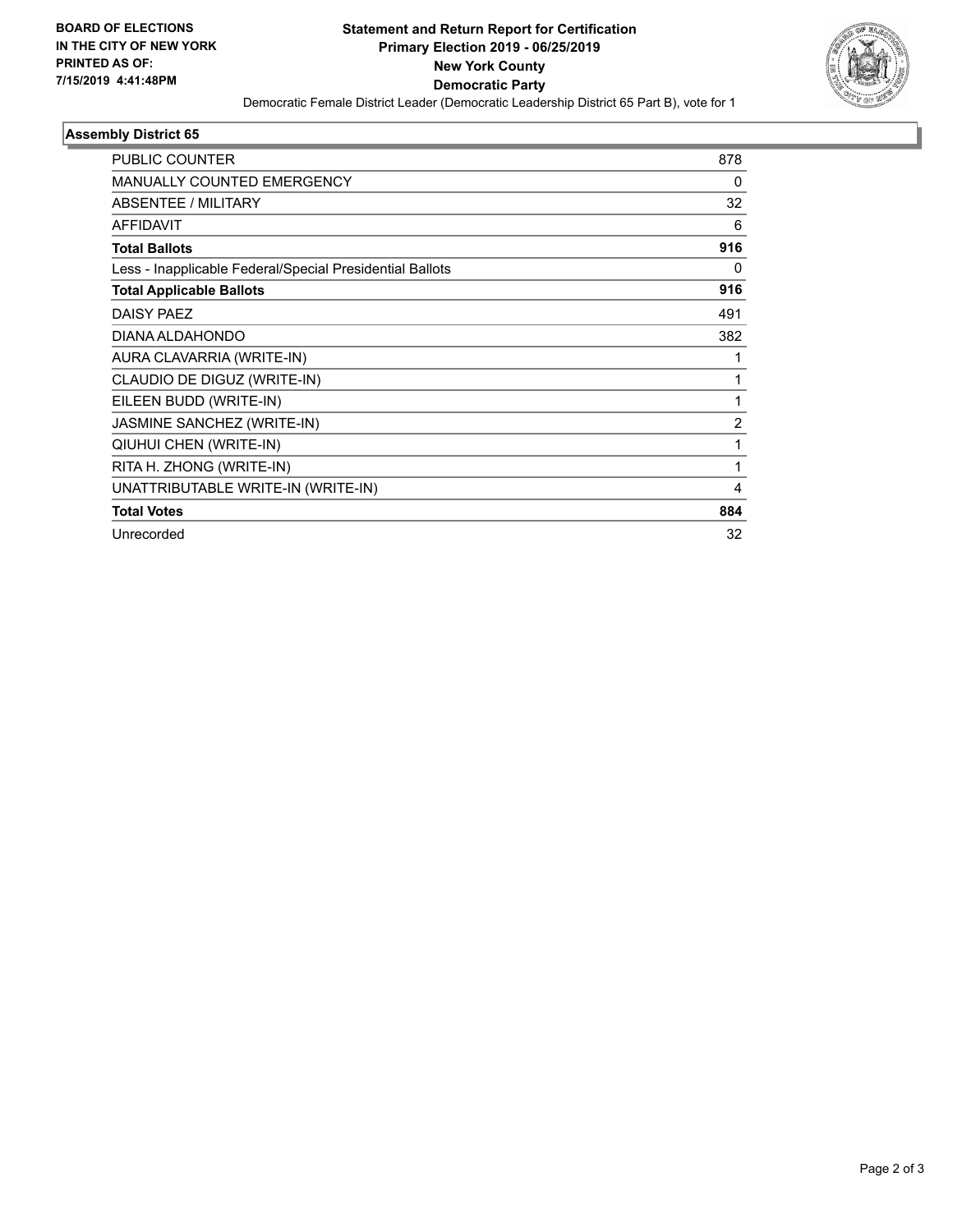**BOARD OF ELECTIONS IN THE CITY OF NEW YORK PRINTED AS OF: 7/15/2019 4:41:48PM**

# Statement and Return Report for Certification
## Primary Election 2019 - 06/25/2019
## New York County
## Democratic Party

Democratic Female District Leader (Democratic Leadership District 65 Part B), vote for 1

### Assembly District 65

| | |
|---|---|
| PUBLIC COUNTER | 878 |
| MANUALLY COUNTED EMERGENCY | 0 |
| ABSENTEE / MILITARY | 32 |
| AFFIDAVIT | 6 |
| **Total Ballots** | **916** |
| Less - Inapplicable Federal/Special Presidential Ballots | 0 |
| **Total Applicable Ballots** | **916** |
| DAISY PAEZ | 491 |
| DIANA ALDAHONDO | 382 |
| AURA CLAVARRIA (WRITE-IN) | 1 |
| CLAUDIO DE DIGUZ (WRITE-IN) | 1 |
| EILEEN BUDD (WRITE-IN) | 1 |
| JASMINE SANCHEZ (WRITE-IN) | 2 |
| QIUHUI CHEN (WRITE-IN) | 1 |
| RITA H. ZHONG (WRITE-IN) | 1 |
| UNATTRIBUTABLE WRITE-IN (WRITE-IN) | 4 |
| **Total Votes** | **884** |
| Unrecorded | 32 |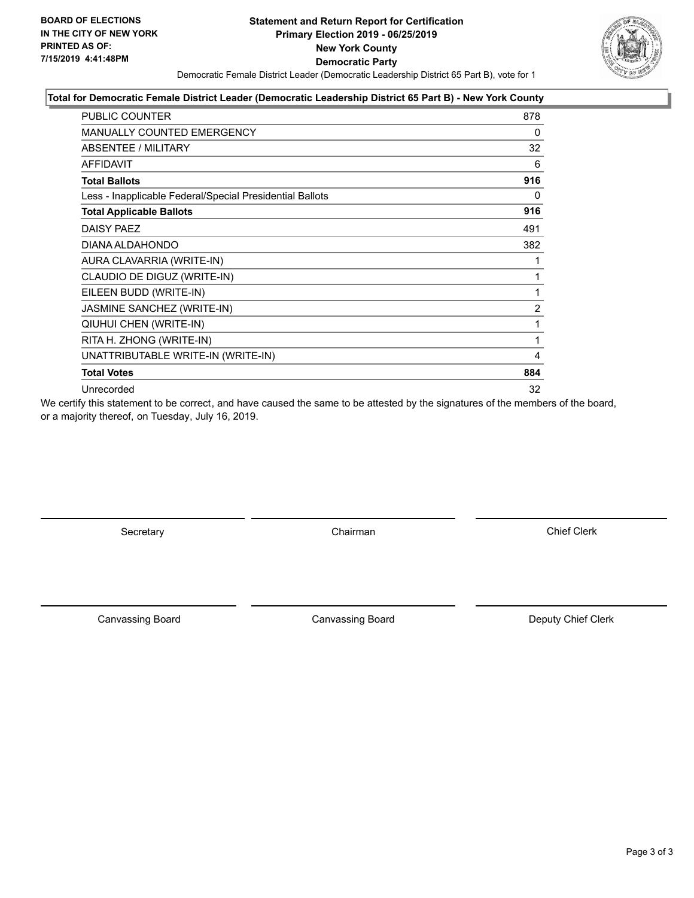**BOARD OF ELECTIONS IN THE CITY OF NEW YORK PRINTED AS OF: 7/15/2019 4:41:48PM**

# Statement and Return Report for Certification
## Primary Election 2019 - 06/25/2019
## New York County
## Democratic Party

Democratic Female District Leader (Democratic Leadership District 65 Part B), vote for 1

**Total for Democratic Female District Leader (Democratic Leadership District 65 Part B) - New York County**

| | |
|---|---|
| PUBLIC COUNTER | 878 |
| MANUALLY COUNTED EMERGENCY | 0 |
| ABSENTEE / MILITARY | 32 |
| AFFIDAVIT | 6 |
| **Total Ballots** | **916** |
| Less - Inapplicable Federal/Special Presidential Ballots | 0 |
| **Total Applicable Ballots** | **916** |
| DAISY PAEZ | 491 |
| DIANA ALDAHONDO | 382 |
| AURA CLAVARRIA (WRITE-IN) | 1 |
| CLAUDIO DE DIGUZ (WRITE-IN) | 1 |
| EILEEN BUDD (WRITE-IN) | 1 |
| JASMINE SANCHEZ (WRITE-IN) | 2 |
| QIUHUI CHEN (WRITE-IN) | 1 |
| RITA H. ZHONG (WRITE-IN) | 1 |
| UNATTRIBUTABLE WRITE-IN (WRITE-IN) | 4 |
| **Total Votes** | **884** |
| Unrecorded | 32 |

We certify this statement to be correct, and have caused the same to be attested by the signatures of the members of the board, or a majority thereof, on Tuesday, July 16, 2019.

Secretary

Chairman

Chief Clerk

Canvassing Board

Canvassing Board

Deputy Chief Clerk